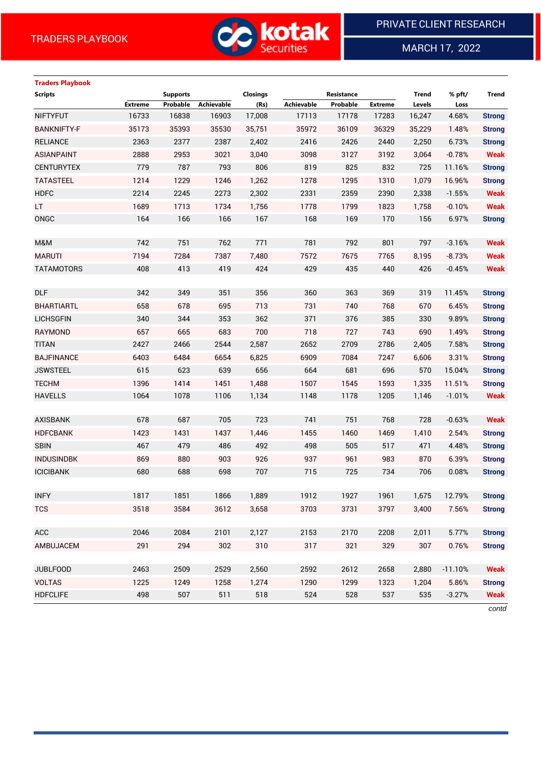TRADERS PLAYBOOK

PRIVATE CLIENT RESEARCH

MARCH 17, 2022

**Traders Playbook**

| Scripts | Supports | | | Closings | Resistance | | | Trend | % pft/ | Trend |
|---|---|---|---|---|---|---|---|---|---|---|
| | Extreme | Probable | Achievable | (Rs) | Achievable | Probable | Extreme | Levels | Loss | |
| NIFTYFUT | 16733 | 16838 | 16903 | 17,008 | 17113 | 17178 | 17283 | 16,247 | 4.68% | Strong |
| BANKNIFTY-F | 35173 | 35393 | 35530 | 35,751 | 35972 | 36109 | 36329 | 35,229 | 1.48% | Strong |
| RELIANCE | 2363 | 2377 | 2387 | 2,402 | 2416 | 2426 | 2440 | 2,250 | 6.73% | Strong |
| ASIANPAINT | 2888 | 2953 | 3021 | 3,040 | 3098 | 3127 | 3192 | 3,064 | -0.78% | Weak |
| CENTURYTEX | 779 | 787 | 793 | 806 | 819 | 825 | 832 | 725 | 11.16% | Strong |
| TATASTEEL | 1214 | 1229 | 1246 | 1,262 | 1278 | 1295 | 1310 | 1,079 | 16.96% | Strong |
| HDFC | 2214 | 2245 | 2273 | 2,302 | 2331 | 2359 | 2390 | 2,338 | -1.55% | Weak |
| LT | 1689 | 1713 | 1734 | 1,756 | 1778 | 1799 | 1823 | 1,758 | -0.10% | Weak |
| ONGC | 164 | 166 | 166 | 167 | 168 | 169 | 170 | 156 | 6.97% | Strong |
| | | | | | | | | | | |
| M&M | 742 | 751 | 762 | 771 | 781 | 792 | 801 | 797 | -3.16% | Weak |
| MARUTI | 7194 | 7284 | 7387 | 7,480 | 7572 | 7675 | 7765 | 8,195 | -8.73% | Weak |
| TATAMOTORS | 408 | 413 | 419 | 424 | 429 | 435 | 440 | 426 | -0.45% | Weak |
| | | | | | | | | | | |
| DLF | 342 | 349 | 351 | 356 | 360 | 363 | 369 | 319 | 11.45% | Strong |
| BHARTIARTL | 658 | 678 | 695 | 713 | 731 | 740 | 768 | 670 | 6.45% | Strong |
| LICHSGFIN | 340 | 344 | 353 | 362 | 371 | 376 | 385 | 330 | 9.89% | Strong |
| RAYMOND | 657 | 665 | 683 | 700 | 718 | 727 | 743 | 690 | 1.49% | Strong |
| TITAN | 2427 | 2466 | 2544 | 2,587 | 2652 | 2709 | 2786 | 2,405 | 7.58% | Strong |
| BAJFINANCE | 6403 | 6484 | 6654 | 6,825 | 6909 | 7084 | 7247 | 6,606 | 3.31% | Strong |
| JSWSTEEL | 615 | 623 | 639 | 656 | 664 | 681 | 696 | 570 | 15.04% | Strong |
| TECHM | 1396 | 1414 | 1451 | 1,488 | 1507 | 1545 | 1593 | 1,335 | 11.51% | Strong |
| HAVELLS | 1064 | 1078 | 1106 | 1,134 | 1148 | 1178 | 1205 | 1,146 | -1.01% | Weak |
| | | | | | | | | | | |
| AXISBANK | 678 | 687 | 705 | 723 | 741 | 751 | 768 | 728 | -0.63% | Weak |
| HDFCBANK | 1423 | 1431 | 1437 | 1,446 | 1455 | 1460 | 1469 | 1,410 | 2.54% | Strong |
| SBIN | 467 | 479 | 486 | 492 | 498 | 505 | 517 | 471 | 4.48% | Strong |
| INDUSINDBK | 869 | 880 | 903 | 926 | 937 | 961 | 983 | 870 | 6.39% | Strong |
| ICICIBANK | 680 | 688 | 698 | 707 | 715 | 725 | 734 | 706 | 0.08% | Strong |
| | | | | | | | | | | |
| INFY | 1817 | 1851 | 1866 | 1,889 | 1912 | 1927 | 1961 | 1,675 | 12.79% | Strong |
| TCS | 3518 | 3584 | 3612 | 3,658 | 3703 | 3731 | 3797 | 3,400 | 7.56% | Strong |
| | | | | | | | | | | |
| ACC | 2046 | 2084 | 2101 | 2,127 | 2153 | 2170 | 2208 | 2,011 | 5.77% | Strong |
| AMBUJACEM | 291 | 294 | 302 | 310 | 317 | 321 | 329 | 307 | 0.76% | Strong |
| | | | | | | | | | | |
| JUBLFOOD | 2463 | 2509 | 2529 | 2,560 | 2592 | 2612 | 2658 | 2,880 | -11.10% | Weak |
| VOLTAS | 1225 | 1249 | 1258 | 1,274 | 1290 | 1299 | 1323 | 1,204 | 5.86% | Strong |
| HDFCLIFE | 498 | 507 | 511 | 518 | 524 | 528 | 537 | 535 | -3.27% | Weak |

*contd*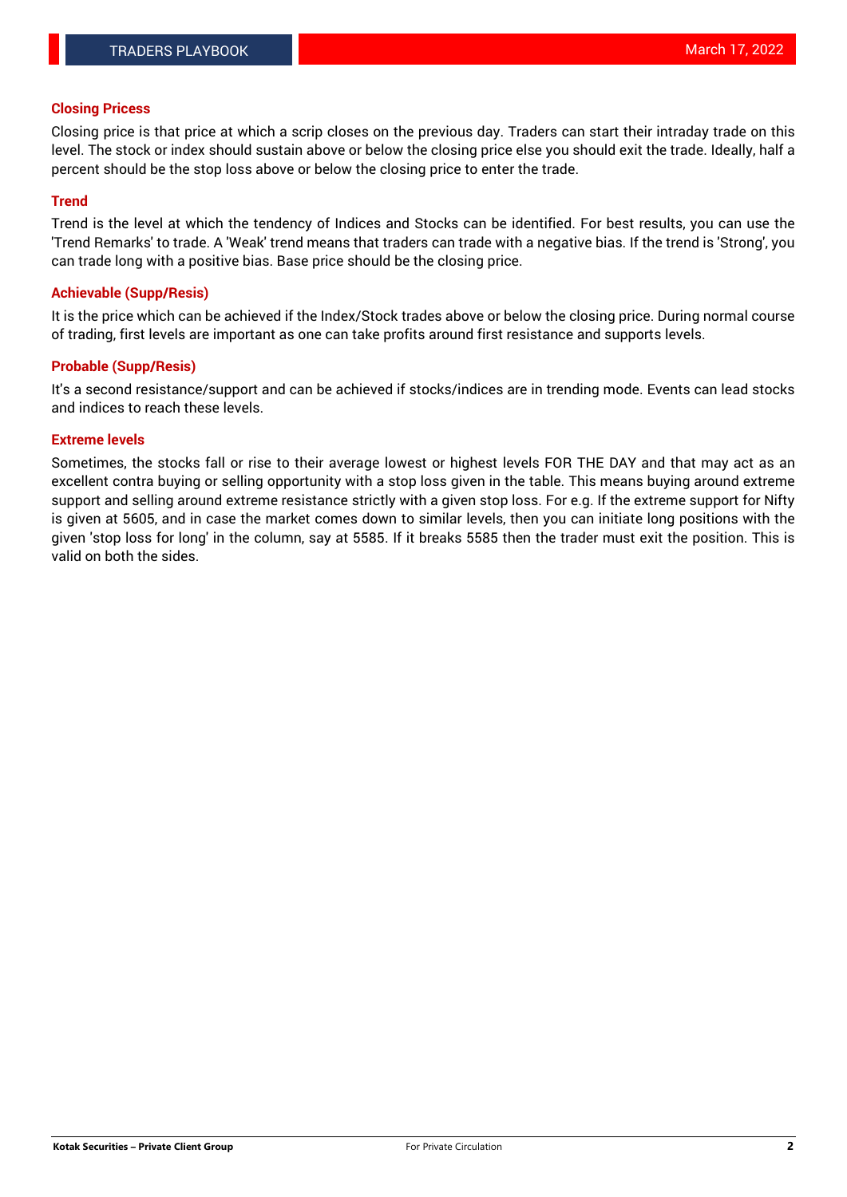### Closing Pricess

Closing price is that price at which a scrip closes on the previous day. Traders can start their intraday trade on this level. The stock or index should sustain above or below the closing price else you should exit the trade. Ideally, half a percent should be the stop loss above or below the closing price to enter the trade.

### Trend

Trend is the level at which the tendency of Indices and Stocks can be identified. For best results, you can use the 'Trend Remarks' to trade. A 'Weak' trend means that traders can trade with a negative bias. If the trend is 'Strong', you can trade long with a positive bias. Base price should be the closing price.

### Achievable (Supp/Resis)

It is the price which can be achieved if the Index/Stock trades above or below the closing price. During normal course of trading, first levels are important as one can take profits around first resistance and supports levels.

### Probable (Supp/Resis)

It's a second resistance/support and can be achieved if stocks/indices are in trending mode. Events can lead stocks and indices to reach these levels.

### Extreme levels

Sometimes, the stocks fall or rise to their average lowest or highest levels FOR THE DAY and that may act as an excellent contra buying or selling opportunity with a stop loss given in the table. This means buying around extreme support and selling around extreme resistance strictly with a given stop loss. For e.g. If the extreme support for Nifty is given at 5605, and in case the market comes down to similar levels, then you can initiate long positions with the given 'stop loss for long' in the column, say at 5585. If it breaks 5585 then the trader must exit the position. This is valid on both the sides.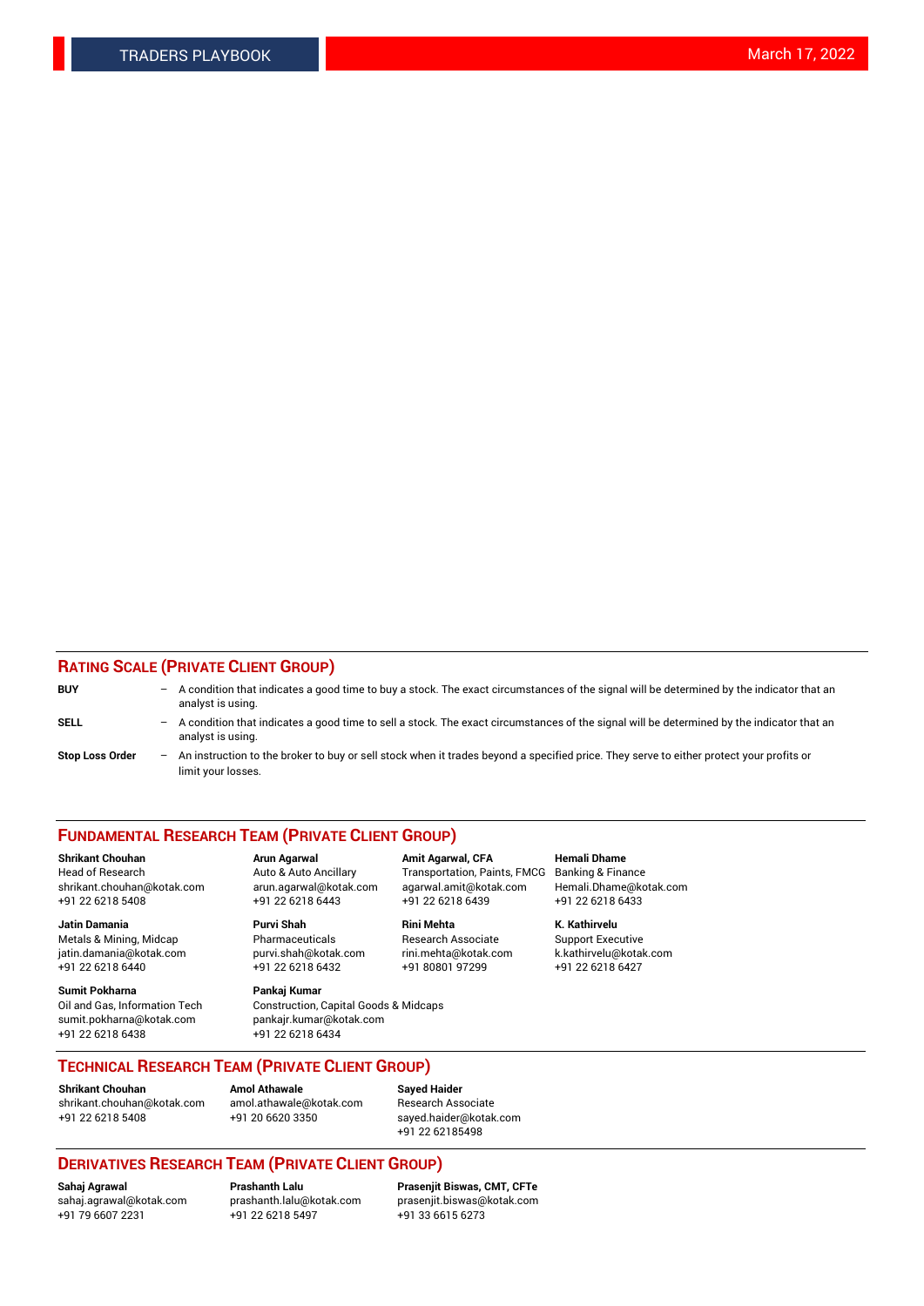## RATING SCALE (PRIVATE CLIENT GROUP)

**BUY** – A condition that indicates a good time to buy a stock. The exact circumstances of the signal will be determined by the indicator that an analyst is using.

**SELL** – A condition that indicates a good time to sell a stock. The exact circumstances of the signal will be determined by the indicator that an analyst is using.

**Stop Loss Order** – An instruction to the broker to buy or sell stock when it trades beyond a specified price. They serve to either protect your profits or limit your losses.

## FUNDAMENTAL RESEARCH TEAM (PRIVATE CLIENT GROUP)

**Shrikant Chouhan**
Head of Research
shrikant.chouhan@kotak.com
+91 22 6218 5408

**Arun Agarwal**
Auto & Auto Ancillary
arun.agarwal@kotak.com
+91 22 6218 6443

**Amit Agarwal, CFA**
Transportation, Paints, FMCG
agarwal.amit@kotak.com
+91 22 6218 6439

**Hemali Dhame**
Banking & Finance
Hemali.Dhame@kotak.com
+91 22 6218 6433

**Jatin Damania**
Metals & Mining, Midcap
jatin.damania@kotak.com
+91 22 6218 6440

**Purvi Shah**
Pharmaceuticals
purvi.shah@kotak.com
+91 22 6218 6432

**Rini Mehta**
Research Associate
rini.mehta@kotak.com
+91 80801 97299

**K. Kathirvelu**
Support Executive
k.kathirvelu@kotak.com
+91 22 6218 6427

**Sumit Pokharna**
Oil and Gas, Information Tech
sumit.pokharna@kotak.com
+91 22 6218 6438

**Pankaj Kumar**
Construction, Capital Goods & Midcaps
pankajr.kumar@kotak.com
+91 22 6218 6434

## TECHNICAL RESEARCH TEAM (PRIVATE CLIENT GROUP)

**Shrikant Chouhan**
shrikant.chouhan@kotak.com
+91 22 6218 5408

**Amol Athawale**
amol.athawale@kotak.com
+91 20 6620 3350

**Sayed Haider**
Research Associate
sayed.haider@kotak.com
+91 22 62185498

## DERIVATIVES RESEARCH TEAM (PRIVATE CLIENT GROUP)

**Sahaj Agrawal**
sahaj.agrawal@kotak.com
+91 79 6607 2231

**Prashanth Lalu**
prashanth.lalu@kotak.com
+91 22 6218 5497

**Prasenjit Biswas, CMT, CFTe**
prasenjit.biswas@kotak.com
+91 33 6615 6273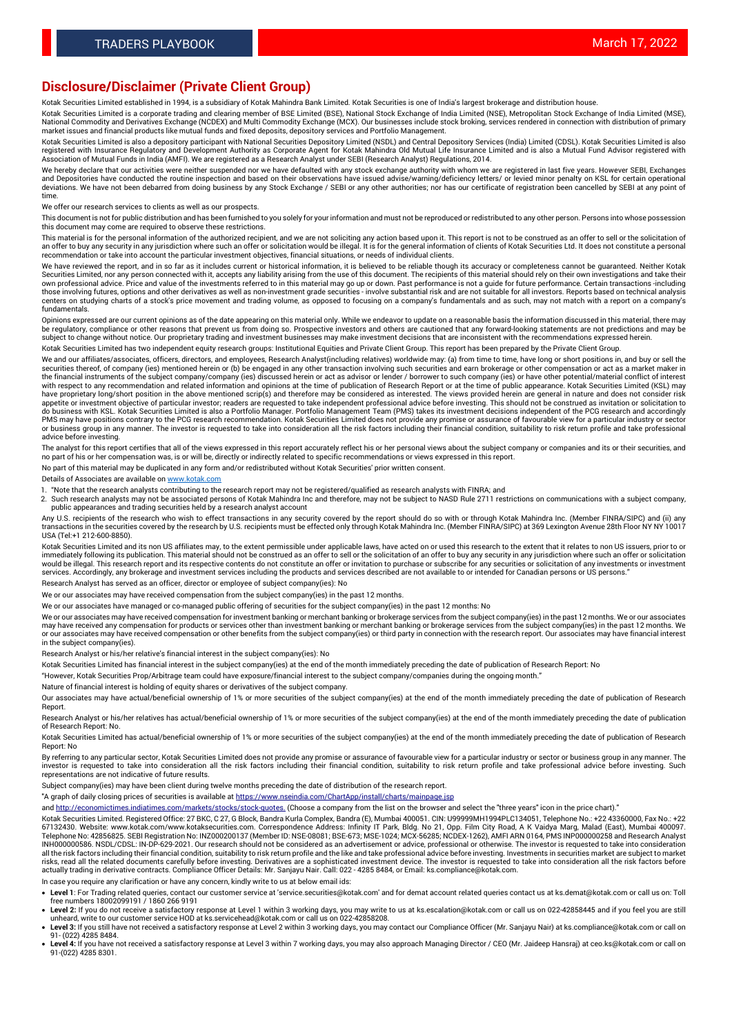## Disclosure/Disclaimer (Private Client Group)

Kotak Securities Limited established in 1994, is a subsidiary of Kotak Mahindra Bank Limited. Kotak Securities is one of India's largest brokerage and distribution house.

Kotak Securities Limited is a corporate trading and clearing member of BSE Limited (BSE), National Stock Exchange of India Limited (NSE), Metropolitan Stock Exchange of India Limited (MSE), National Commodity and Derivatives Exchange (NCDEX) and Multi Commodity Exchange (MCX). Our businesses include stock broking, services rendered in connection with distribution of primary market issues and financial products like mutual funds and fixed deposits, depository services and Portfolio Management.

Kotak Securities Limited is also a depository participant with National Securities Depository Limited (NSDL) and Central Depository Services (India) Limited (CDSL). Kotak Securities Limited is also registered with Insurance Regulatory and Development Authority as Corporate Agent for Kotak Mahindra Old Mutual Life Insurance Limited and is also a Mutual Fund Advisor registered with Association of Mutual Funds in India (AMFI). We are registered as a Research Analyst under SEBI (Research Analyst) Regulations, 2014.

We hereby declare that our activities were neither suspended nor we have defaulted with any stock exchange authority with whom we are registered in last five years. However SEBI, Exchanges and Depositories have conducted the routine inspection and based on their observations have issued advise/warning/deficiency letters/ or levied minor penalty on KSL for certain operational deviations. We have not been debarred from doing business by any Stock Exchange / SEBI or any other authorities; nor has our certificate of registration been cancelled by SEBI at any point of time.

We offer our research services to clients as well as our prospects.

This document is not for public distribution and has been furnished to you solely for your information and must not be reproduced or redistributed to any other person. Persons into whose possession this document may come are required to observe these restrictions.

This material is for the personal information of the authorized recipient, and we are not soliciting any action based upon it. This report is not to be construed as an offer to sell or the solicitation of an offer to buy any security in any jurisdiction where such an offer or solicitation would be illegal. It is for the general information of clients of Kotak Securities Ltd. It does not constitute a personal recommendation or take into account the particular investment objectives, financial situations, or needs of individual clients.

We have reviewed the report, and in so far as it includes current or historical information, it is believed to be reliable though its accuracy or completeness cannot be guaranteed. Neither Kotak Securities Limited, nor any person connected with it, accepts any liability arising from the use of this document. The recipients of this material should rely on their own investigations and take their own professional advice. Price and value of the investments referred to in this material may go up or down. Past performance is not a guide for future performance. Certain transactions -including those involving futures, options and other derivatives as well as non-investment grade securities - involve substantial risk and are not suitable for all investors. Reports based on technical analysis centers on studying charts of a stock's price movement and trading volume, as opposed to focusing on a company's fundamentals and as such, may not match with a report on a company's fundamentals.

Opinions expressed are our current opinions as of the date appearing on this material only. While we endeavor to update on a reasonable basis the information discussed in this material, there may be regulatory, compliance or other reasons that prevent us from doing so. Prospective investors and others are cautioned that any forward-looking statements are not predictions and may be subject to change without notice. Our proprietary trading and investment businesses may make investment decisions that are inconsistent with the recommendations expressed herein.

Kotak Securities Limited has two independent equity research groups: Institutional Equities and Private Client Group. This report has been prepared by the Private Client Group.

We and our affiliates/associates, officers, directors, and employees, Research Analyst(including relatives) worldwide may: (a) from time to time, have long or short positions in, and buy or sell the securities thereof, of company (ies) mentioned herein or (b) be engaged in any other transaction involving such securities and earn brokerage or other compensation or act as a market maker in the financial instruments of the subject company/company (ies) discussed herein or act as advisor or lender / borrower to such company (ies) or have other potential/material conflict of interest with respect to any recommendation and related information and opinions at the time of publication of Research Report or at the time of public appearance. Kotak Securities Limited (KSL) may have proprietary long/short position in the above mentioned scrip(s) and therefore may be considered as interested. The views provided herein are general in nature and does not consider risk appetite or investment objective of particular investor; readers are requested to take independent professional advice before investing. This should not be construed as invitation or solicitation to do business with KSL. Kotak Securities Limited is also a Portfolio Manager. Portfolio Management Team (PMS) takes its investment decisions independent of the PCG research and accordingly PMS may have positions contrary to the PCG research recommendation. Kotak Securities Limited does not provide any promise or assurance of favourable view for a particular industry or sector or business group in any manner. The investor is requested to take into consideration all the risk factors including their financial condition, suitability to risk return profile and take professional advice before investing.

The analyst for this report certifies that all of the views expressed in this report accurately reflect his or her personal views about the subject company or companies and its or their securities, and no part of his or her compensation was, is or will be, directly or indirectly related to specific recommendations or views expressed in this report.

No part of this material may be duplicated in any form and/or redistributed without Kotak Securities' prior written consent.

Details of Associates are available on www.kotak.com

1. "Note that the research analysts contributing to the research report may not be registered/qualified as research analysts with FINRA; and
2. Such research analysts may not be associated persons of Kotak Mahindra Inc and therefore, may not be subject to NASD Rule 2711 restrictions on communications with a subject company, public appearances and trading securities held by a research analyst account

Any U.S. recipients of the research who wish to effect transactions in any security covered by the report should do so with or through Kotak Mahindra Inc. (Member FINRA/SIPC) and (ii) any transactions in the securities covered by the research by U.S. recipients must be effected only through Kotak Mahindra Inc. (Member FINRA/SIPC) at 369 Lexington Avenue 28th Floor NY NY 10017 USA (Tel:+1 212-600-8850).

Kotak Securities Limited and its non US affiliates may, to the extent permissible under applicable laws, have acted on or used this research to the extent that it relates to non US issuers, prior to or immediately following its publication. This material should not be construed as an offer to sell or the solicitation of an offer to buy any security in any jurisdiction where such an offer or solicitation would be illegal. This research report and its respective contents do not constitute an offer or invitation to purchase or subscribe for any securities or solicitation of any investments or investment services. Accordingly, any brokerage and investment services including the products and services described are not available to or intended for Canadian persons or US persons."

Research Analyst has served as an officer, director or employee of subject company(ies): No

We or our associates may have received compensation from the subject company(ies) in the past 12 months.

We or our associates have managed or co-managed public offering of securities for the subject company(ies) in the past 12 months: No

We or our associates may have received compensation for investment banking or merchant banking or brokerage services from the subject company(ies) in the past 12 months. We or our associates may have received any compensation for products or services other than investment banking or merchant banking or brokerage services from the subject company(ies) in the past 12 months. We or our associates may have received compensation or other benefits from the subject company(ies) or third party in connection with the research report. Our associates may have financial interest in the subject company(ies).

Research Analyst or his/her relative's financial interest in the subject company(ies): No

Kotak Securities Limited has financial interest in the subject company(ies) at the end of the month immediately preceding the date of publication of Research Report: No

"However, Kotak Securities Prop/Arbitrage team could have exposure/financial interest to the subject company/companies during the ongoing month."

Nature of financial interest is holding of equity shares or derivatives of the subject company.

Our associates may have actual/beneficial ownership of 1% or more securities of the subject company(ies) at the end of the month immediately preceding the date of publication of Research Report.

Research Analyst or his/her relatives has actual/beneficial ownership of 1% or more securities of the subject company(ies) at the end of the month immediately preceding the date of publication of Research Report: No.

Kotak Securities Limited has actual/beneficial ownership of 1% or more securities of the subject company(ies) at the end of the month immediately preceding the date of publication of Research Report: No

By referring to any particular sector, Kotak Securities Limited does not provide any promise or assurance of favourable view for a particular industry or sector or business group in any manner. The investor is requested to take into consideration all the risk factors including their financial condition, suitability to risk return profile and take professional advice before investing. Such representations are not indicative of future results.

Subject company(ies) may have been client during twelve months preceding the date of distribution of the research report.

"A graph of daily closing prices of securities is available at https://www.nseindia.com/ChartApp/install/charts/mainpage.jsp

and http://economictimes.indiatimes.com/markets/stocks/stock-quotes. (Choose a company from the list on the browser and select the "three years" icon in the price chart)."

Kotak Securities Limited. Registered Office: 27 BKC, C 27, G Block, Bandra Kurla Complex, Bandra (E), Mumbai 400051. CIN: U99999MH1994PLC134051, Telephone No.: +22 43360000, Fax No.: +22 67132430. Website: www.kotak.com/www.kotaksecurities.com. Correspondence Address: Infinity IT Park, Bldg. No 21, Opp. Film City Road, A K Vaidya Marg, Malad (East), Mumbai 400097. Telephone No: 42856825. SEBI Registration No: INZ000200137 (Member ID: NSE-08081; BSE-673; MSE-1024; MCX-56285; NCDEX-1262), AMFI ARN 0164, PMS INP000000258 and Research Analyst INH000000586. NSDL/CDSL: IN-DP-629-2021. Our research should not be considered as an advertisement or advice, professional or otherwise. The investor is requested to take into consideration all the risk factors including their financial condition, suitability to risk return profile and the like and take professional advice before investing. Investments in securities market are subject to market risks, read all the related documents carefully before investing. Derivatives are a sophisticated investment device. The investor is requested to take into consideration all the risk factors before actually trading in derivative contracts. Compliance Officer Details: Mr. Sanjayu Nair. Call: 022 - 4285 8484, or Email: ks.compliance@kotak.com.

In case you require any clarification or have any concern, kindly write to us at below email ids:

- **Level 1**: For Trading related queries, contact our customer service at 'service.securities@kotak.com' and for demat account related queries contact us at ks.demat@kotak.com or call us on: Toll free numbers 18002099191 / 1860 266 9191
- **Level 2:** If you do not receive a satisfactory response at Level 1 within 3 working days, you may write to us at ks.escalation@kotak.com or call us on 022-42858445 and if you feel you are still unheard, write to our customer service HOD at ks.servicehead@kotak.com or call us on 022-42858208.
- **Level 3:** If you still have not received a satisfactory response at Level 2 within 3 working days, you may contact our Compliance Officer (Mr. Sanjayu Nair) at ks.compliance@kotak.com or call on 91- (022) 4285 8484.
- **Level 4:** If you have not received a satisfactory response at Level 3 within 7 working days, you may also approach Managing Director / CEO (Mr. Jaideep Hansraj) at ceo.ks@kotak.com or call on 91-(022) 4285 8301.